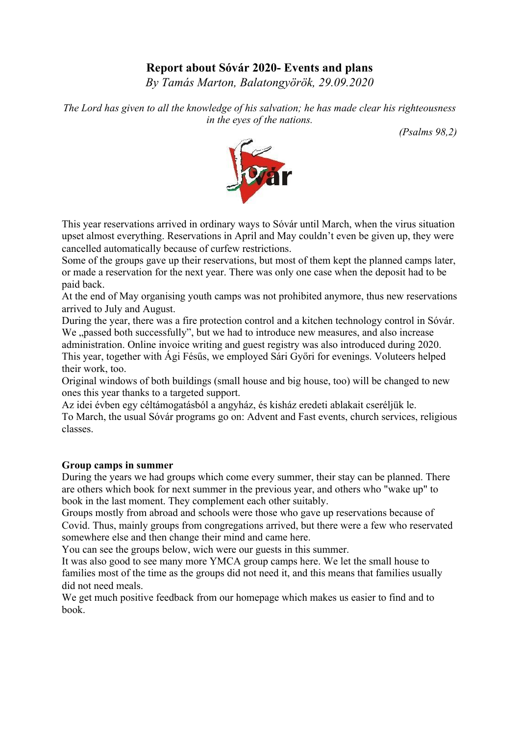# Report about Sóvár 2020- Events and plans

*By Tamás Marton, Balatongyörök, 29.09.2020*

*The Lord has given to all the knowledge of his salvation; he has made clear his righteousness in the eyes of the nations.*

*(Psalms 98,2)*

This year reservations arrived in ordinary ways to Sóvár until March, when the virus situation upset almost everything. Reservations in April and May couldn't even be given up, they were cancelled automatically because of curfew restrictions.
Some of the groups gave up their reservations, but most of them kept the planned camps later, or made a reservation for the next year. There was only one case when the deposit had to be paid back.
At the end of May organising youth camps was not prohibited anymore, thus new reservations arrived to July and August.
During the year, there was a fire protection control and a kitchen technology control in Sóvár. We „passed both successfully", but we had to introduce new measures, and also increase administration. Online invoice writing and guest registry was also introduced during 2020.
This year, together with Ági Fésűs, we employed Sári Győri for evenings. Voluteers helped their work, too.
Original windows of both buildings (small house and big house, too) will be changed to new ones this year thanks to a targeted support.
Az idei évben egy céltámogatásból a angyház, és kisház eredeti ablakait cseréljük le.
To March, the usual Sóvár programs go on: Advent and Fast events, church services, religious classes.

**Group camps in summer**

During the years we had groups which come every summer, their stay can be planned. There are others which book for next summer in the previous year, and others who "wake up" to book in the last moment. They complement each other suitably.
Groups mostly from abroad and schools were those who gave up reservations because of Covid. Thus, mainly groups from congregations arrived, but there were a few who reservated somewhere else and then change their mind and came here.
You can see the groups below, wich were our guests in this summer.
It was also good to see many more YMCA group camps here. We let the small house to families most of the time as the groups did not need it, and this means that families usually did not need meals.
We get much positive feedback from our homepage which makes us easier to find and to book.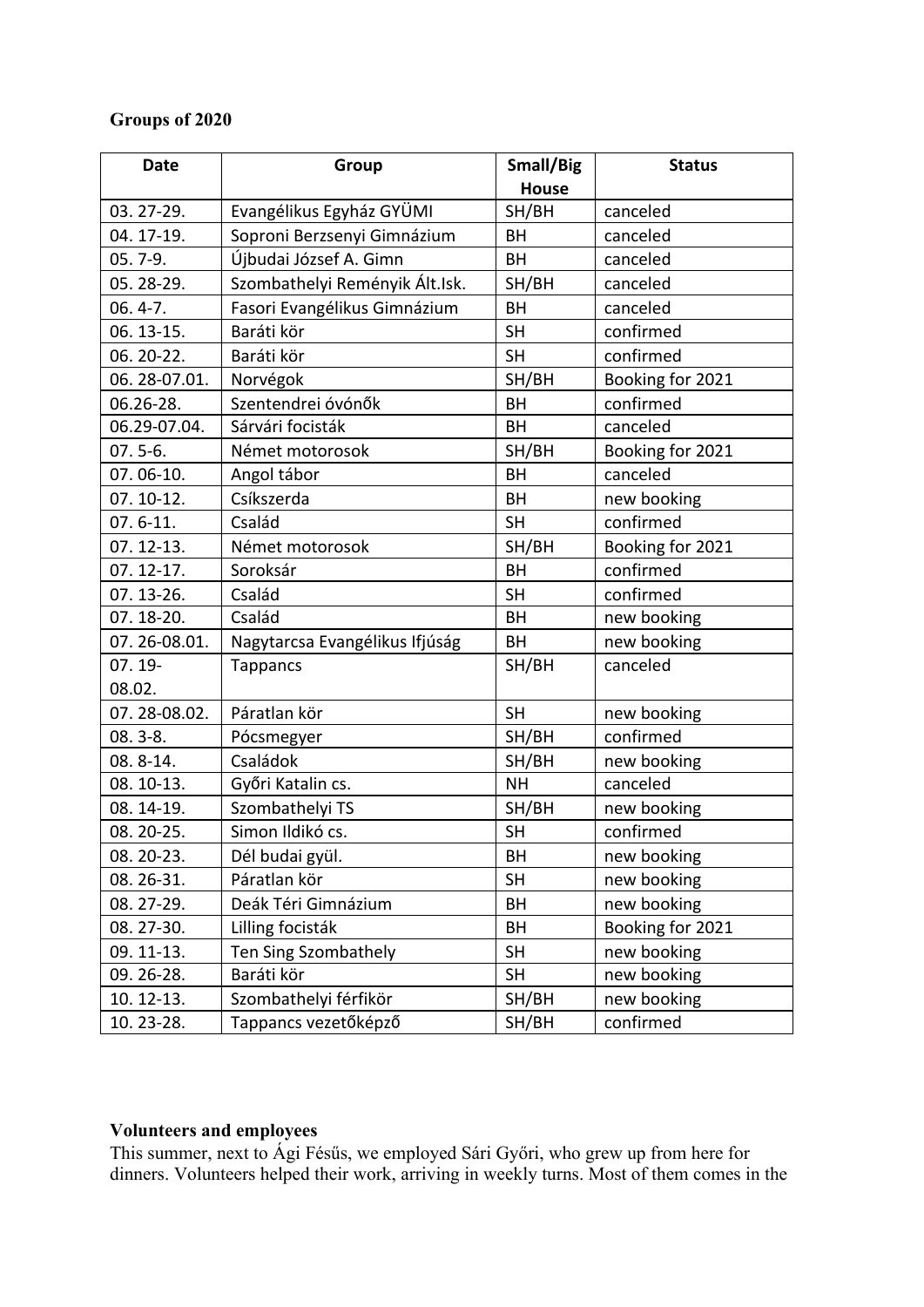**Groups of 2020**

| Date | Group | Small/Big House | Status |
|---|---|---|---|
| 03. 27-29. | Evangélikus Egyház GYÜMI | SH/BH | canceled |
| 04. 17-19. | Soproni Berzsenyi Gimnázium | BH | canceled |
| 05. 7-9. | Újbudai József A. Gimn | BH | canceled |
| 05. 28-29. | Szombathelyi Reményik Ált.Isk. | SH/BH | canceled |
| 06. 4-7. | Fasori Evangélikus Gimnázium | BH | canceled |
| 06. 13-15. | Baráti kör | SH | confirmed |
| 06. 20-22. | Baráti kör | SH | confirmed |
| 06. 28-07.01. | Norvégok | SH/BH | Booking for 2021 |
| 06.26-28. | Szentendrei óvónők | BH | confirmed |
| 06.29-07.04. | Sárvári focisták | BH | canceled |
| 07. 5-6. | Német motorosok | SH/BH | Booking for 2021 |
| 07. 06-10. | Angol tábor | BH | canceled |
| 07. 10-12. | Csíkszerda | BH | new booking |
| 07. 6-11. | Család | SH | confirmed |
| 07. 12-13. | Német motorosok | SH/BH | Booking for 2021 |
| 07. 12-17. | Soroksár | BH | confirmed |
| 07. 13-26. | Család | SH | confirmed |
| 07. 18-20. | Család | BH | new booking |
| 07. 26-08.01. | Nagytarcsa Evangélikus Ifjúság | BH | new booking |
| 07. 19-08.02. | Tappancs | SH/BH | canceled |
| 07. 28-08.02. | Páratlan kör | SH | new booking |
| 08. 3-8. | Pócsmegyer | SH/BH | confirmed |
| 08. 8-14. | Családok | SH/BH | new booking |
| 08. 10-13. | Győri Katalin cs. | NH | canceled |
| 08. 14-19. | Szombathelyi TS | SH/BH | new booking |
| 08. 20-25. | Simon Ildikó cs. | SH | confirmed |
| 08. 20-23. | Dél budai gyül. | BH | new booking |
| 08. 26-31. | Páratlan kör | SH | new booking |
| 08. 27-29. | Deák Téri Gimnázium | BH | new booking |
| 08. 27-30. | Lilling focisták | BH | Booking for 2021 |
| 09. 11-13. | Ten Sing Szombathely | SH | new booking |
| 09. 26-28. | Baráti kör | SH | new booking |
| 10. 12-13. | Szombathelyi férfikör | SH/BH | new booking |
| 10. 23-28. | Tappancs vezetőképző | SH/BH | confirmed |

**Volunteers and employees**

This summer, next to Ági Fésűs, we employed Sári Győri, who grew up from here for dinners. Volunteers helped their work, arriving in weekly turns. Most of them comes in the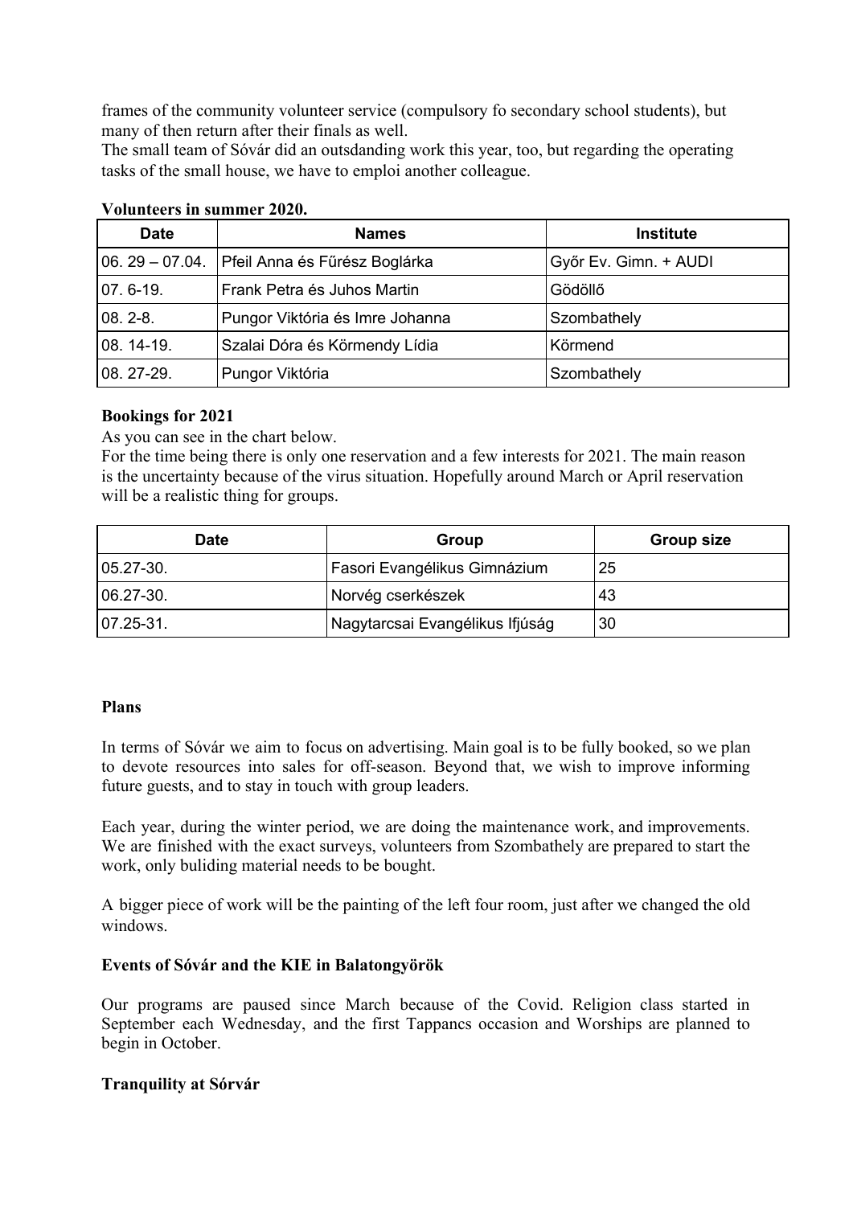frames of the community volunteer service (compulsory fo secondary school students), but many of then return after their finals as well.
The small team of Sóvár did an outsdanding work this year, too, but regarding the operating tasks of the small house, we have to emploi another colleague.

**Volunteers in summer 2020.**

| Date | Names | Institute |
|---|---|---|
| 06. 29 – 07.04. | Pfeil Anna és Fűrész Boglárka | Győr Ev. Gimn. + AUDI |
| 07. 6-19. | Frank Petra és Juhos Martin | Gödöllő |
| 08. 2-8. | Pungor Viktória és Imre Johanna | Szombathely |
| 08. 14-19. | Szalai Dóra és Körmendy Lídia | Körmend |
| 08. 27-29. | Pungor Viktória | Szombathely |

**Bookings for 2021**

As you can see in the chart below.
For the time being there is only one reservation and a few interests for 2021. The main reason is the uncertainty because of the virus situation. Hopefully around March or April reservation will be a realistic thing for groups.

| Date | Group | Group size |
|---|---|---|
| 05.27-30. | Fasori Evangélikus Gimnázium | 25 |
| 06.27-30. | Norvég cserkészek | 43 |
| 07.25-31. | Nagytarcsai Evangélikus Ifjúság | 30 |

**Plans**

In terms of Sóvár we aim to focus on advertising. Main goal is to be fully booked, so we plan to devote resources into sales for off-season. Beyond that, we wish to improve informing future guests, and to stay in touch with group leaders.

Each year, during the winter period, we are doing the maintenance work, and improvements. We are finished with the exact surveys, volunteers from Szombathely are prepared to start the work, only buliding material needs to be bought.

A bigger piece of work will be the painting of the left four room, just after we changed the old windows.

**Events of Sóvár and the KIE in Balatongyörök**

Our programs are paused since March because of the Covid. Religion class started in September each Wednesday, and the first Tappancs occasion and Worships are planned to begin in October.

**Tranquility at Sórvár**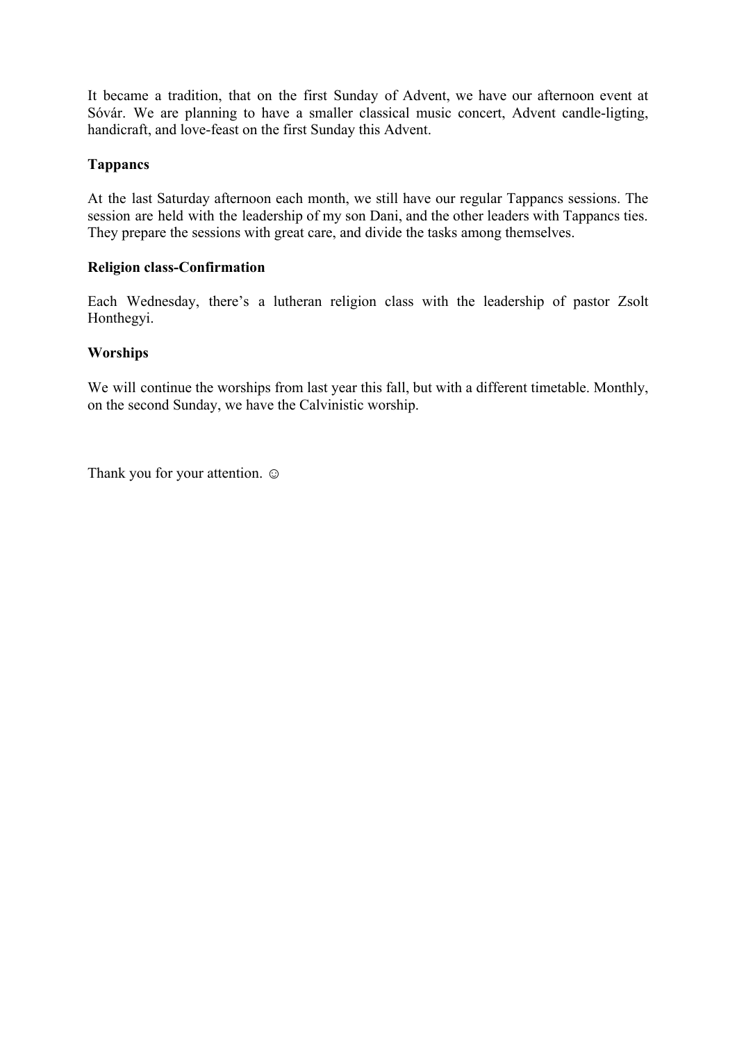It became a tradition, that on the first Sunday of Advent, we have our afternoon event at Sóvár. We are planning to have a smaller classical music concert, Advent candle-ligting, handicraft, and love-feast on the first Sunday this Advent.

**Tappancs**

At the last Saturday afternoon each month, we still have our regular Tappancs sessions. The session are held with the leadership of my son Dani, and the other leaders with Tappancs ties. They prepare the sessions with great care, and divide the tasks among themselves.

**Religion class-Confirmation**

Each Wednesday, there's a lutheran religion class with the leadership of pastor Zsolt Honthegyi.

**Worships**

We will continue the worships from last year this fall, but with a different timetable. Monthly, on the second Sunday, we have the Calvinistic worship.

Thank you for your attention. ☺